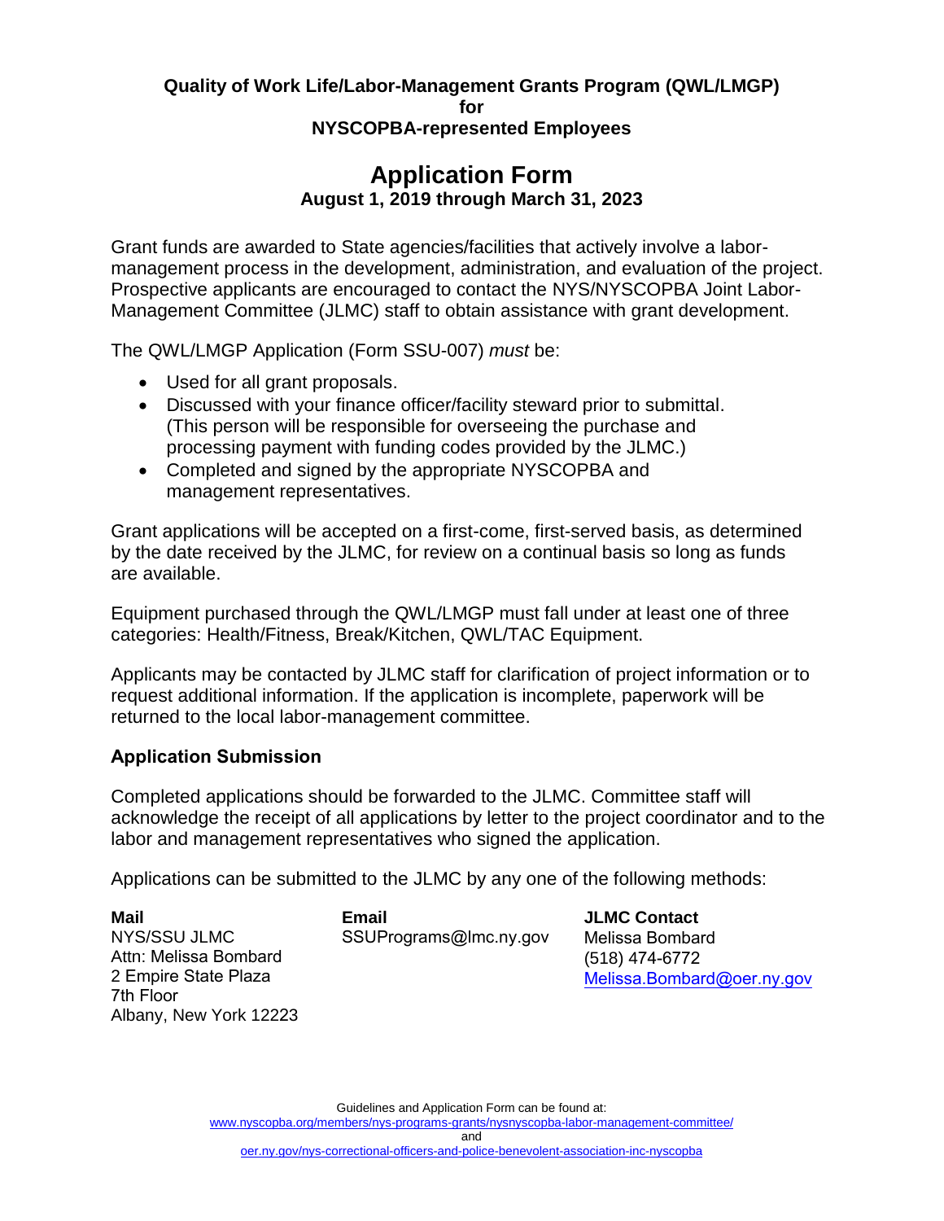**Quality of Work Life/Labor-Management Grants Program (QWL/LMGP)**
**for**
**NYSCOPBA-represented Employees**

# Application Form

**August 1, 2019 through March 31, 2023**

Grant funds are awarded to State agencies/facilities that actively involve a labor-management process in the development, administration, and evaluation of the project. Prospective applicants are encouraged to contact the NYS/NYSCOPBA Joint Labor-Management Committee (JLMC) staff to obtain assistance with grant development.

The QWL/LMGP Application (Form SSU-007) *must* be:

- Used for all grant proposals.
- Discussed with your finance officer/facility steward prior to submittal. (This person will be responsible for overseeing the purchase and processing payment with funding codes provided by the JLMC.)
- Completed and signed by the appropriate NYSCOPBA and management representatives.

Grant applications will be accepted on a first-come, first-served basis, as determined by the date received by the JLMC, for review on a continual basis so long as funds are available.

Equipment purchased through the QWL/LMGP must fall under at least one of three categories: Health/Fitness, Break/Kitchen, QWL/TAC Equipment.

Applicants may be contacted by JLMC staff for clarification of project information or to request additional information. If the application is incomplete, paperwork will be returned to the local labor-management committee.

## Application Submission

Completed applications should be forwarded to the JLMC. Committee staff will acknowledge the receipt of all applications by letter to the project coordinator and to the labor and management representatives who signed the application.

Applications can be submitted to the JLMC by any one of the following methods:

**Mail**
NYS/SSU JLMC
Attn: Melissa Bombard
2 Empire State Plaza
7th Floor
Albany, New York 12223

**Email**
SSUPrograms@lmc.ny.gov

**JLMC Contact**
Melissa Bombard
(518) 474-6772
Melissa.Bombard@oer.ny.gov

Guidelines and Application Form can be found at:
www.nyscopba.org/members/nys-programs-grants/nysnyscopba-labor-management-committee/
and
oer.ny.gov/nys-correctional-officers-and-police-benevolent-association-inc-nyscopba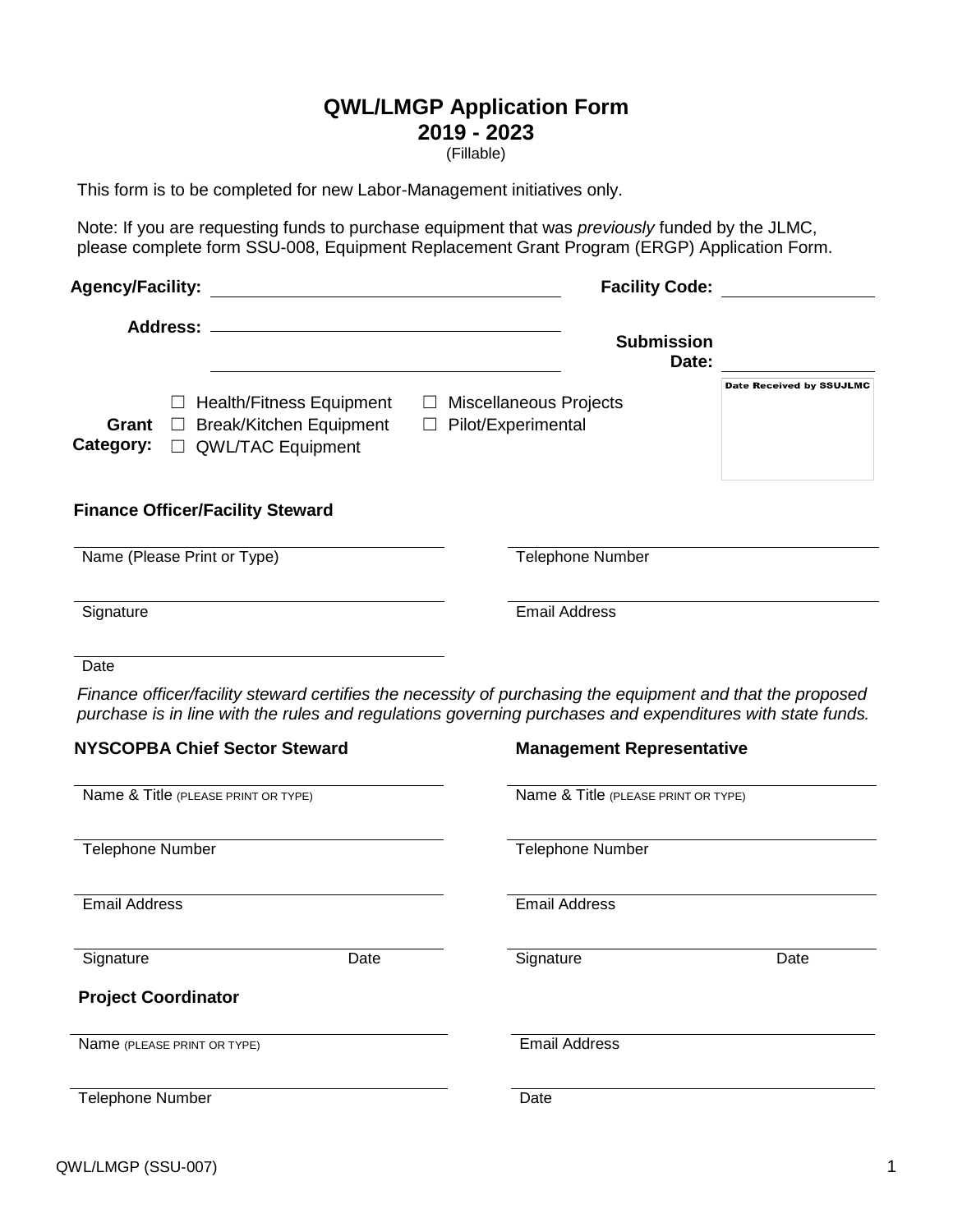# QWL/LMGP Application Form
## 2019 - 2023
(Fillable)

This form is to be completed for new Labor-Management initiatives only.

Note: If you are requesting funds to purchase equipment that was *previously* funded by the JLMC, please complete form SSU-008, Equipment Replacement Grant Program (ERGP) Application Form.

**Agency/Facility:** ______________________________ **Facility Code:** ______________

**Address:** ______________________________

______________________________ **Submission Date:** ______________

Date Received by SSUJLMC

**Grant Category:**

- ☐ Health/Fitness Equipment
- ☐ Break/Kitchen Equipment
- ☐ QWL/TAC Equipment
- ☐ Miscellaneous Projects
- ☐ Pilot/Experimental

### Finance Officer/Facility Steward

______________________________
Name (Please Print or Type)

______________________________
Telephone Number

______________________________
Signature

______________________________
Email Address

______________________________
Date

*Finance officer/facility steward certifies the necessity of purchasing the equipment and that the proposed purchase is in line with the rules and regulations governing purchases and expenditures with state funds.*

### NYSCOPBA Chief Sector Steward

______________________________
Name & Title (PLEASE PRINT OR TYPE)

______________________________
Telephone Number

______________________________
Email Address

______________________________
Signature Date

### Management Representative

______________________________
Name & Title (PLEASE PRINT OR TYPE)

______________________________
Telephone Number

______________________________
Email Address

______________________________
Signature Date

### Project Coordinator

______________________________
Name (PLEASE PRINT OR TYPE)

______________________________
Email Address

______________________________
Telephone Number

______________________________
Date

QWL/LMGP (SSU-007)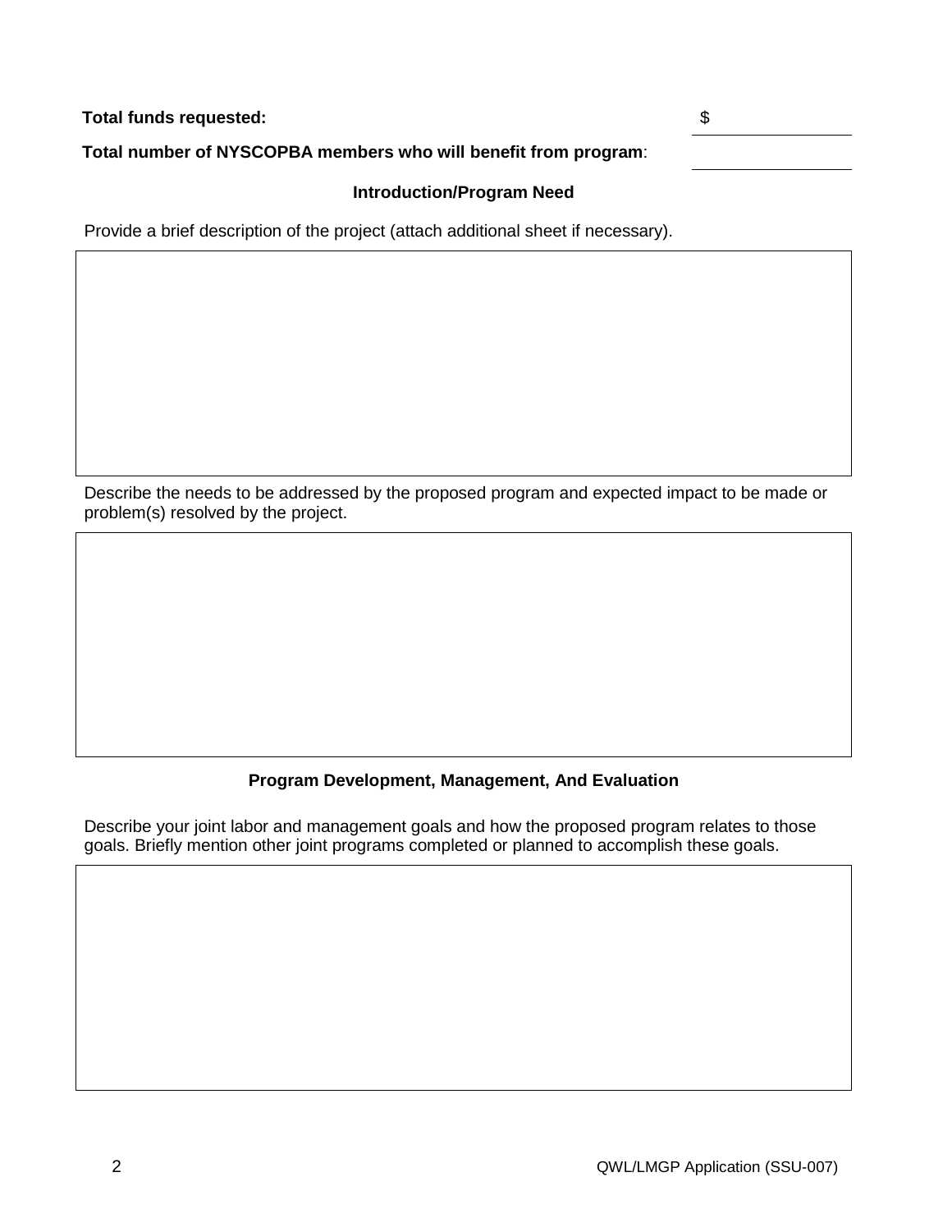**Total funds requested:** $ \_\_\_\_\_\_\_\_\_\_

**Total number of NYSCOPBA members who will benefit from program**: \_\_\_\_\_\_\_\_\_\_

### Introduction/Program Need

Provide a brief description of the project (attach additional sheet if necessary).

Describe the needs to be addressed by the proposed program and expected impact to be made or problem(s) resolved by the project.

### Program Development, Management, And Evaluation

Describe your joint labor and management goals and how the proposed program relates to those goals. Briefly mention other joint programs completed or planned to accomplish these goals.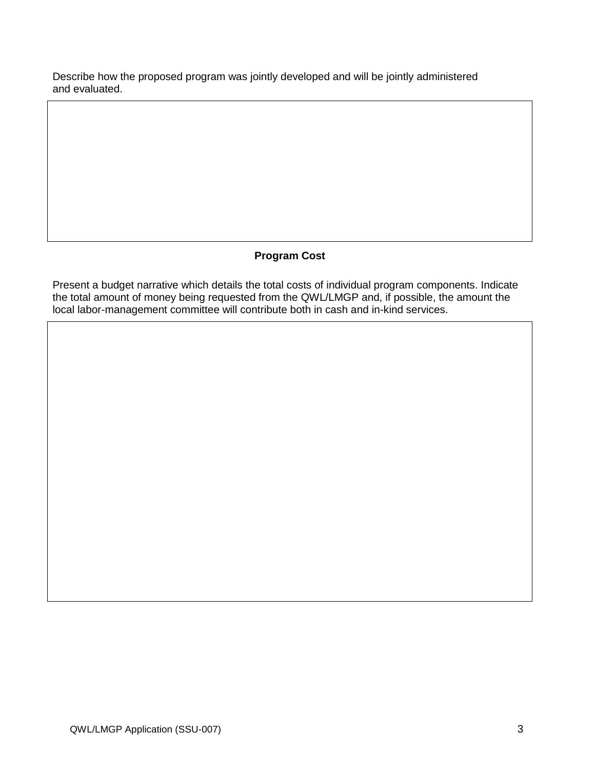Describe how the proposed program was jointly developed and will be jointly administered and evaluated.

## Program Cost

Present a budget narrative which details the total costs of individual program components. Indicate the total amount of money being requested from the QWL/LMGP and, if possible, the amount the local labor-management committee will contribute both in cash and in-kind services.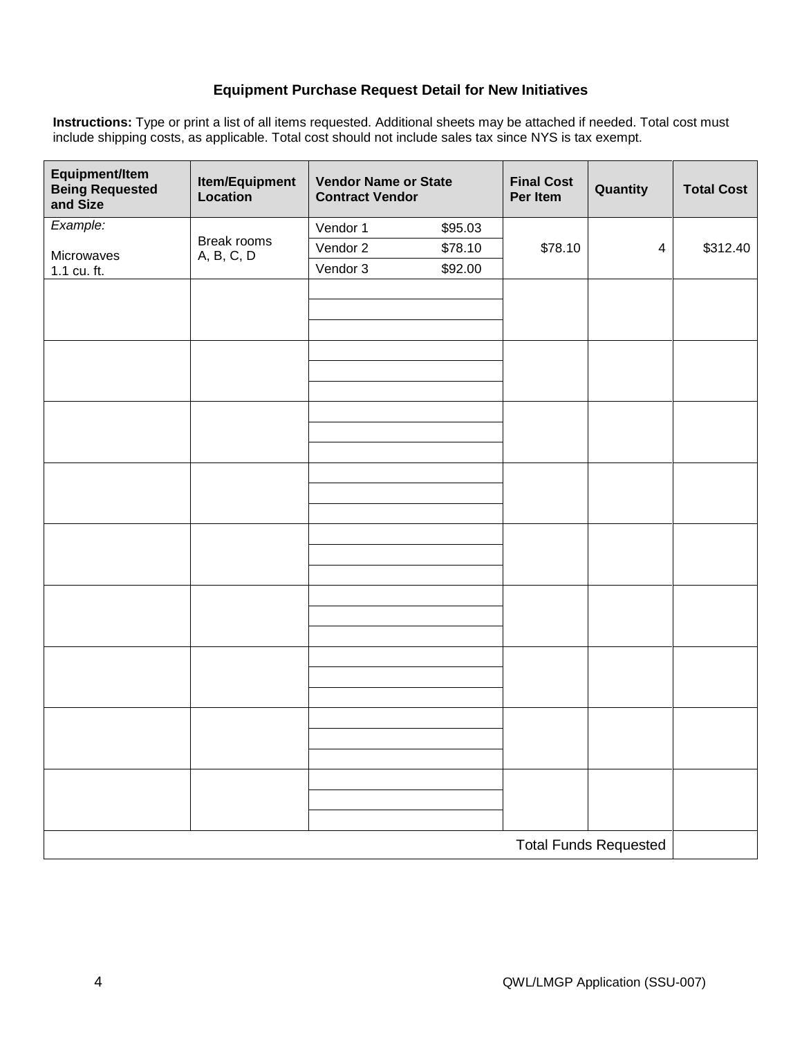### Equipment Purchase Request Detail for New Initiatives

**Instructions:** Type or print a list of all items requested. Additional sheets may be attached if needed. Total cost must include shipping costs, as applicable. Total cost should not include sales tax since NYS is tax exempt.

| Equipment/Item Being Requested and Size | Item/Equipment Location | Vendor Name or State Contract Vendor | | Final Cost Per Item | Quantity | Total Cost |
|---|---|---|---|---|---|---|
| *Example:* Microwaves 1.1 cu. ft. | Break rooms A, B, C, D | Vendor 1 | $95.03 | $78.10 | 4 | $312.40 |
| | | Vendor 2 | $78.10 | | | |
| | | Vendor 3 | $92.00 | | | |
| | | | | | | |
| | | | | | | |
| | | | | | | |
| | | | | | | |
| | | | | | | |
| | | | | | | |
| | | | | | | |
| | | | | | | |
| | | | | | | |
| | | | | | | |
| | | | | | | |
| | | | | | | |
| | | | | | | |
| | | | | | | |
| | | | | | | |
| | | | | | | |
| | | | | | | |
| | | | | | | |
| | | | | | | |
| | | | | | | |
| | | | | | | |
| | | | | | | |
| | | | | | | |
| | | | | | | |
| | | | | | | |
| | | | | | | |
| | | | | | | |
| | | | | | | |
| Total Funds Requested | | | | | | |